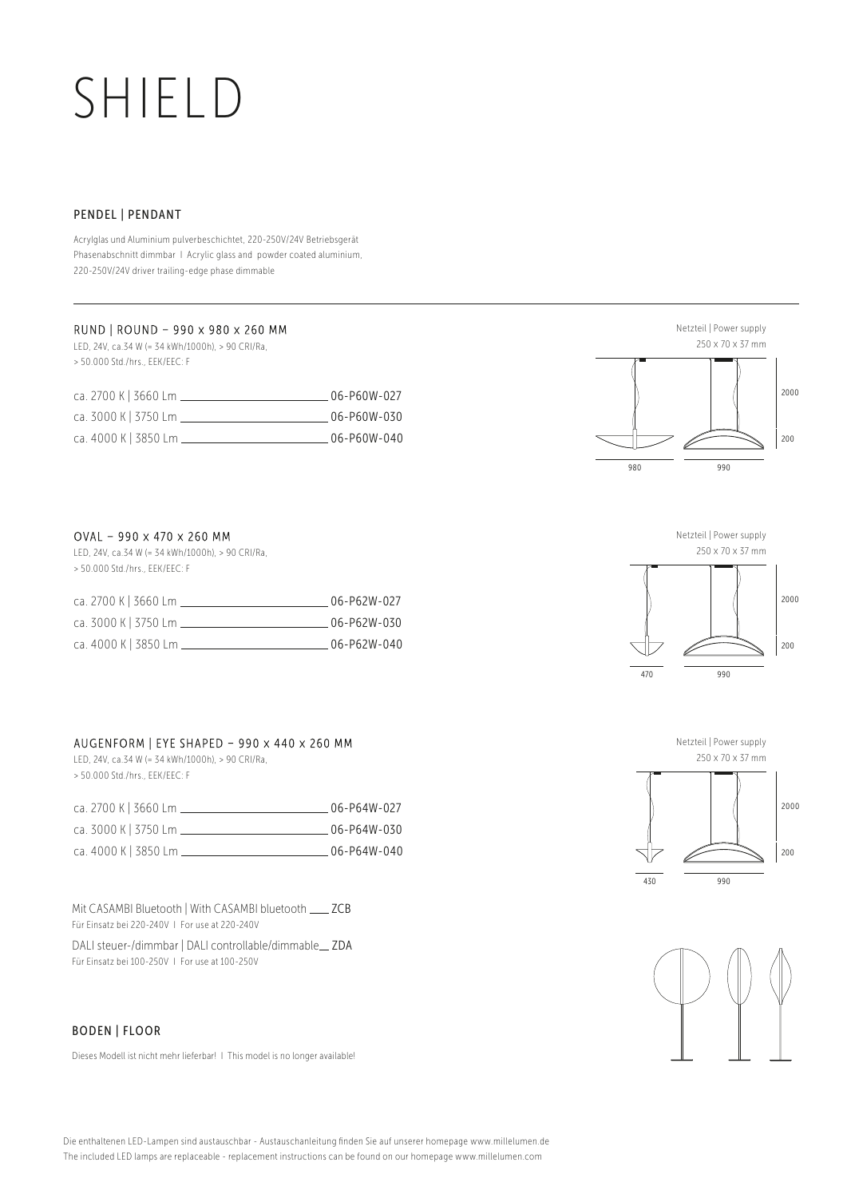# SHIELD

## PENDEL | PENDANT

Acrylglas und Aluminium pulverbeschichtet, 220-250V/24V Betriebsgerät Phasenabschnitt dimmbar I Acrylic glass and powder coated aluminium, 220-250V/24V driver trailing-edge phase dimmable

### RUND | ROUND – 990 x 980 x 260 MM

LED, 24V, ca.34 W (= 34 kWh/1000h), > 90 CRI/Ra, > 50.000 Std./hrs., EEK/EEC: F

| | |
|---|---|
| ca. 2700 K \| 3660 Lm | 06-P60W-027 |
| ca. 3000 K \| 3750 Lm | 06-P60W-030 |
| ca. 4000 K \| 3850 Lm | 06-P60W-040 |

Netzteil | Power supply
250 x 70 x 37 mm

2000
200
980
990

### OVAL – 990 x 470 x 260 MM

LED, 24V, ca.34 W (= 34 kWh/1000h), > 90 CRI/Ra, > 50.000 Std./hrs., EEK/EEC: F

| | |
|---|---|
| ca. 2700 K \| 3660 Lm | 06-P62W-027 |
| ca. 3000 K \| 3750 Lm | 06-P62W-030 |
| ca. 4000 K \| 3850 Lm | 06-P62W-040 |

Netzteil | Power supply
250 x 70 x 37 mm

2000
200
470
990

### AUGENFORM | EYE SHAPED – 990 x 440 x 260 MM

LED, 24V, ca.34 W (= 34 kWh/1000h), > 90 CRI/Ra, > 50.000 Std./hrs., EEK/EEC: F

| | |
|---|---|
| ca. 2700 K \| 3660 Lm | 06-P64W-027 |
| ca. 3000 K \| 3750 Lm | 06-P64W-030 |
| ca. 4000 K \| 3850 Lm | 06-P64W-040 |

Netzteil | Power supply
250 x 70 x 37 mm

2000
200
430
990

Mit CASAMBI Bluetooth | With CASAMBI bluetooth ___ ZCB
Für Einsatz bei 220-240V I For use at 220-240V

DALI steuer-/dimmbar | DALI controllable/dimmable ___ ZDA
Für Einsatz bei 100-250V I For use at 100-250V

## BODEN | FLOOR

Dieses Modell ist nicht mehr lieferbar! I This model is no longer available!

Die enthaltenen LED-Lampen sind austauschbar - Austauschanleitung finden Sie auf unserer homepage www.millelumen.de
The included LED lamps are replaceable - replacement instructions can be found on our homepage www.millelumen.com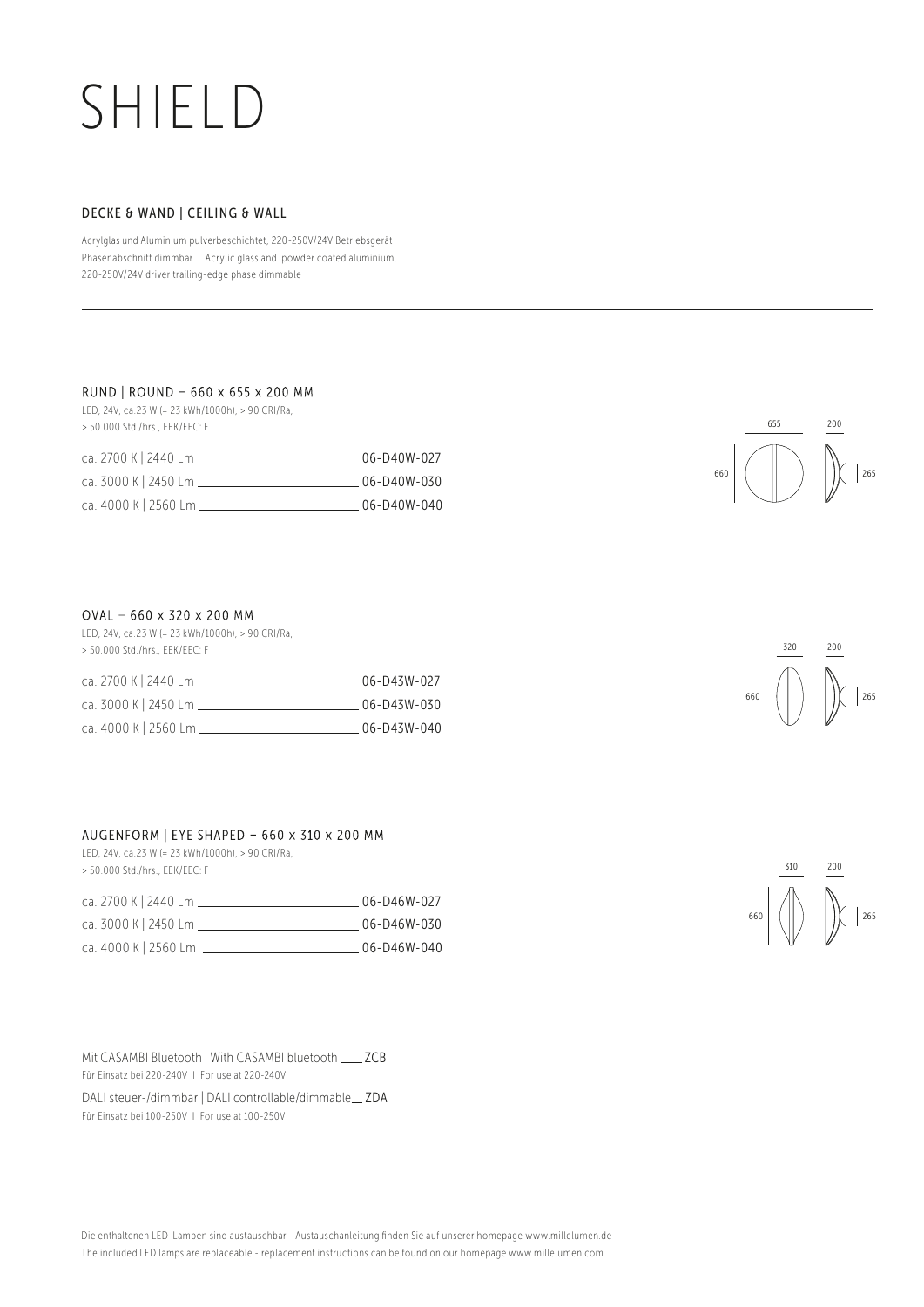# SHIELD

## DECKE & WAND | CEILING & WALL

Acrylglas und Aluminium pulverbeschichtet, 220-250V/24V Betriebsgerät
Phasenabschnitt dimmbar I Acrylic glass and powder coated aluminium,
220-250V/24V driver trailing-edge phase dimmable

### RUND | ROUND – 660 x 655 x 200 MM

LED, 24V, ca.23 W (= 23 kWh/1000h), > 90 CRI/Ra,
> 50.000 Std./hrs., EEK/EEC: F

| | |
|---|---|
| ca. 2700 K \| 2440 Lm | 06-D40W-027 |
| ca. 3000 K \| 2450 Lm | 06-D40W-030 |
| ca. 4000 K \| 2560 Lm | 06-D40W-040 |

655 200 660 265

### OVAL – 660 x 320 x 200 MM

LED, 24V, ca.23 W (= 23 kWh/1000h), > 90 CRI/Ra,
> 50.000 Std./hrs., EEK/EEC: F

| | |
|---|---|
| ca. 2700 K \| 2440 Lm | 06-D43W-027 |
| ca. 3000 K \| 2450 Lm | 06-D43W-030 |
| ca. 4000 K \| 2560 Lm | 06-D43W-040 |

320 200 660 265

### AUGENFORM | EYE SHAPED – 660 x 310 x 200 MM

LED, 24V, ca.23 W (= 23 kWh/1000h), > 90 CRI/Ra,
> 50.000 Std./hrs., EEK/EEC: F

| | |
|---|---|
| ca. 2700 K \| 2440 Lm | 06-D46W-027 |
| ca. 3000 K \| 2450 Lm | 06-D46W-030 |
| ca. 4000 K \| 2560 Lm | 06-D46W-040 |

310 200 660 265

Mit CASAMBI Bluetooth | With CASAMBI bluetooth ___ ZCB
Für Einsatz bei 220-240V I For use at 220-240V

DALI steuer-/dimmbar | DALI controllable/dimmable ___ ZDA
Für Einsatz bei 100-250V I For use at 100-250V

Die enthaltenen LED-Lampen sind austauschbar - Austauschanleitung finden Sie auf unserer homepage www.millelumen.de
The included LED lamps are replaceable - replacement instructions can be found on our homepage www.millelumen.com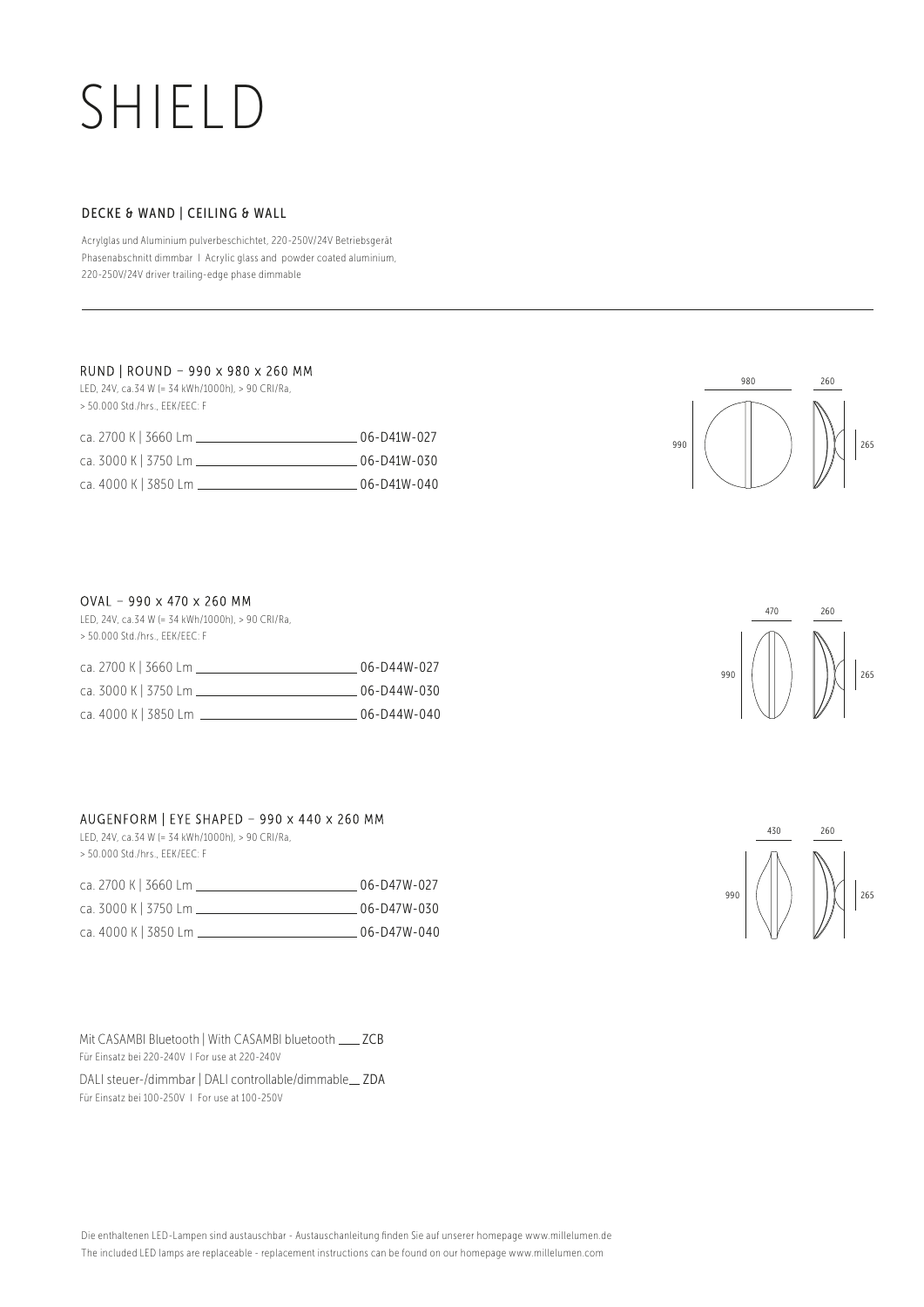# SHIELD

## DECKE & WAND | CEILING & WALL

Acrylglas und Aluminium pulverbeschichtet, 220-250V/24V Betriebsgerät Phasenabschnitt dimmbar I Acrylic glass and powder coated aluminium, 220-250V/24V driver trailing-edge phase dimmable

---

### RUND | ROUND – 990 x 980 x 260 MM

LED, 24V, ca.34 W (= 34 kWh/1000h), > 90 CRI/Ra, > 50.000 Std./hrs., EEK/EEC: F

| | |
|---|---|
| ca. 2700 K \| 3660 Lm | 06-D41W-027 |
| ca. 3000 K \| 3750 Lm | 06-D41W-030 |
| ca. 4000 K \| 3850 Lm | 06-D41W-040 |

980
260
990
265

### OVAL – 990 x 470 x 260 MM

LED, 24V, ca.34 W (= 34 kWh/1000h), > 90 CRI/Ra, > 50.000 Std./hrs., EEK/EEC: F

| | |
|---|---|
| ca. 2700 K \| 3660 Lm | 06-D44W-027 |
| ca. 3000 K \| 3750 Lm | 06-D44W-030 |
| ca. 4000 K \| 3850 Lm | 06-D44W-040 |

470
260
990
265

### AUGENFORM | EYE SHAPED – 990 x 440 x 260 MM

LED, 24V, ca.34 W (= 34 kWh/1000h), > 90 CRI/Ra, > 50.000 Std./hrs., EEK/EEC: F

| | |
|---|---|
| ca. 2700 K \| 3660 Lm | 06-D47W-027 |
| ca. 3000 K \| 3750 Lm | 06-D47W-030 |
| ca. 4000 K \| 3850 Lm | 06-D47W-040 |

430
260
990
265

Mit CASAMBI Bluetooth | With CASAMBI bluetooth ___ ZCB
Für Einsatz bei 220-240V I For use at 220-240V

DALI steuer-/dimmbar | DALI controllable/dimmable ___ ZDA
Für Einsatz bei 100-250V I For use at 100-250V

Die enthaltenen LED-Lampen sind austauschbar - Austauschanleitung finden Sie auf unserer homepage www.millelumen.de
The included LED lamps are replaceable - replacement instructions can be found on our homepage www.millelumen.com